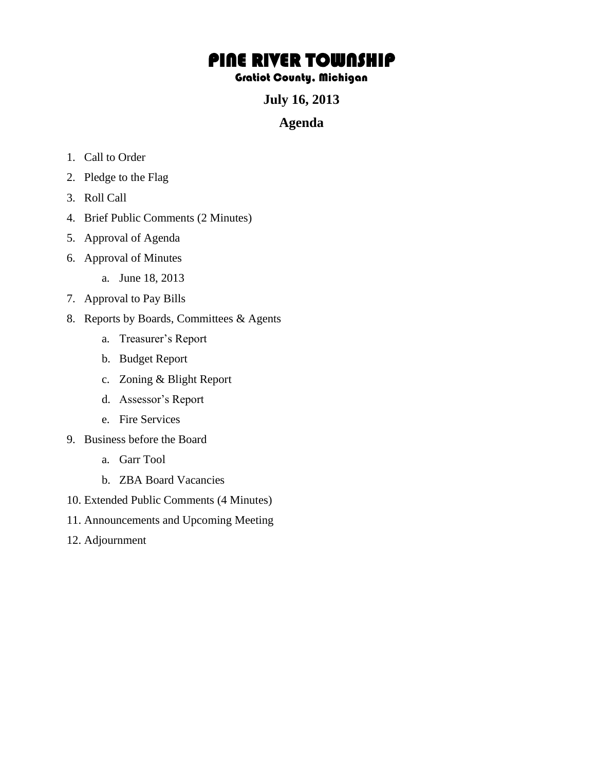# PINE RIVER TOWNSHIP

### Gratiot County, Michigan

## July 16, 2013

## Agenda

1. Call to Order
2. Pledge to the Flag
3. Roll Call
4. Brief Public Comments (2 Minutes)
5. Approval of Agenda
6. Approval of Minutes
    a. June 18, 2013
7. Approval to Pay Bills
8. Reports by Boards, Committees & Agents
    a. Treasurer's Report
    b. Budget Report
    c. Zoning & Blight Report
    d. Assessor's Report
    e. Fire Services
9. Business before the Board
    a. Garr Tool
    b. ZBA Board Vacancies
10. Extended Public Comments (4 Minutes)
11. Announcements and Upcoming Meeting
12. Adjournment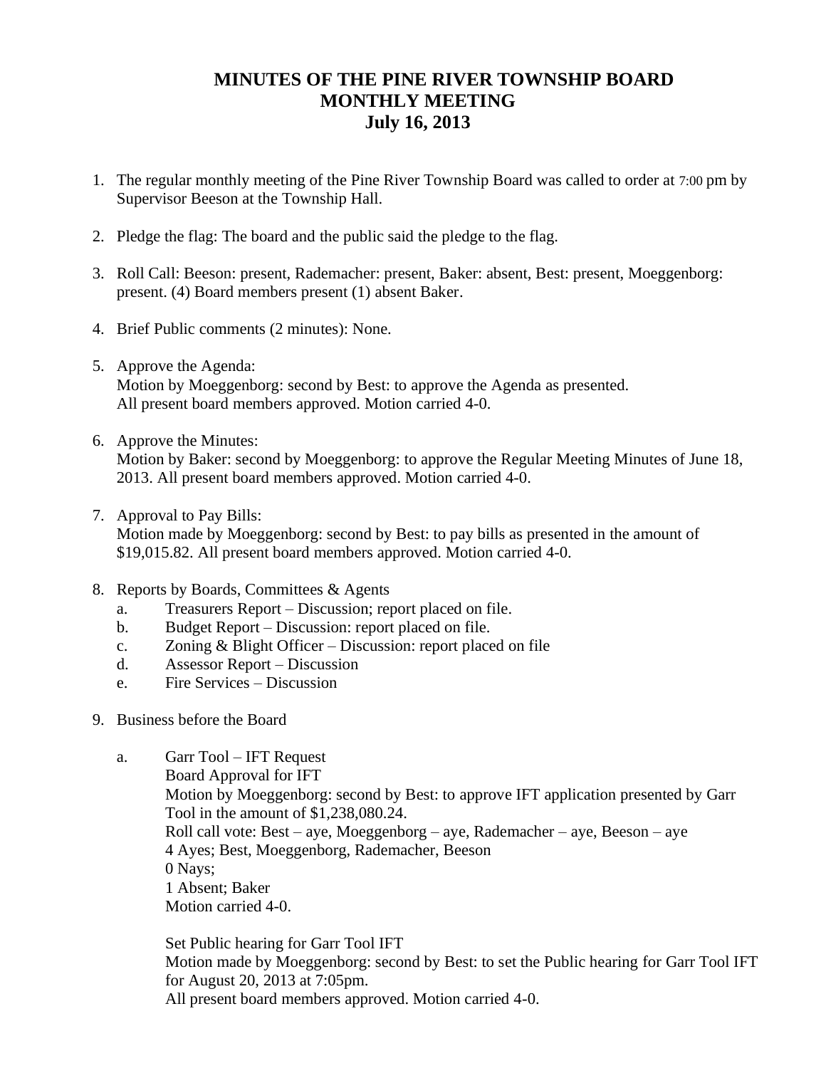# MINUTES OF THE PINE RIVER TOWNSHIP BOARD MONTHLY MEETING July 16, 2013

1. The regular monthly meeting of the Pine River Township Board was called to order at 7:00 pm by Supervisor Beeson at the Township Hall.

2. Pledge the flag: The board and the public said the pledge to the flag.

3. Roll Call: Beeson: present, Rademacher: present, Baker: absent, Best: present, Moeggenborg: present. (4) Board members present (1) absent Baker.

4. Brief Public comments (2 minutes): None.

5. Approve the Agenda:
   Motion by Moeggenborg: second by Best: to approve the Agenda as presented.
   All present board members approved. Motion carried 4-0.

6. Approve the Minutes:
   Motion by Baker: second by Moeggenborg: to approve the Regular Meeting Minutes of June 18, 2013. All present board members approved. Motion carried 4-0.

7. Approval to Pay Bills:
   Motion made by Moeggenborg: second by Best: to pay bills as presented in the amount of $19,015.82. All present board members approved. Motion carried 4-0.

8. Reports by Boards, Committees & Agents
   a. Treasurers Report – Discussion; report placed on file.
   b. Budget Report – Discussion: report placed on file.
   c. Zoning & Blight Officer – Discussion: report placed on file
   d. Assessor Report – Discussion
   e. Fire Services – Discussion

9. Business before the Board

   a. Garr Tool – IFT Request
      Board Approval for IFT
      Motion by Moeggenborg: second by Best: to approve IFT application presented by Garr Tool in the amount of $1,238,080.24.
      Roll call vote: Best – aye, Moeggenborg – aye, Rademacher – aye, Beeson – aye
      4 Ayes; Best, Moeggenborg, Rademacher, Beeson
      0 Nays;
      1 Absent; Baker
      Motion carried 4-0.

      Set Public hearing for Garr Tool IFT
      Motion made by Moeggenborg: second by Best: to set the Public hearing for Garr Tool IFT for August 20, 2013 at 7:05pm.
      All present board members approved. Motion carried 4-0.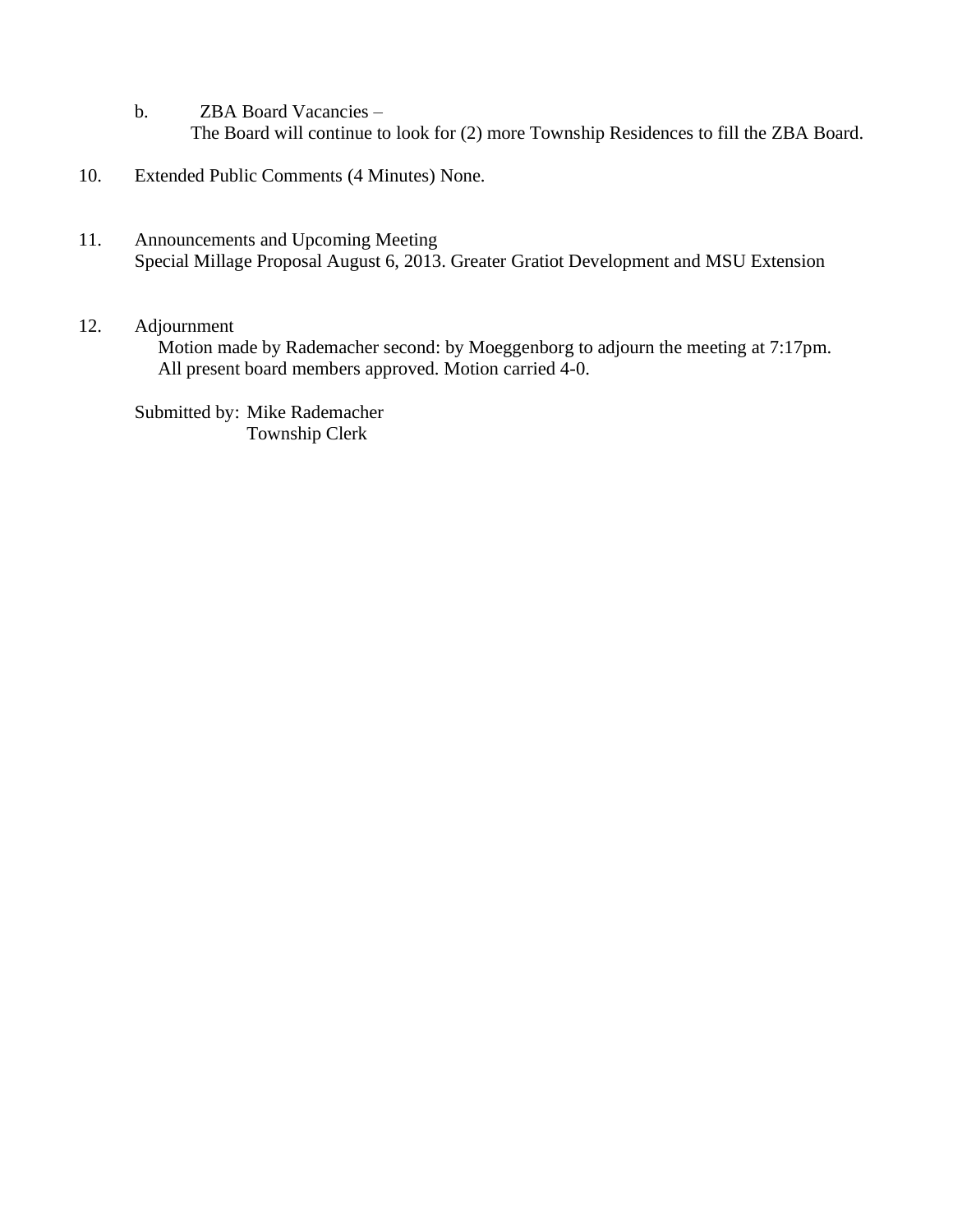b. ZBA Board Vacancies –
The Board will continue to look for (2) more Township Residences to fill the ZBA Board.

10. Extended Public Comments (4 Minutes) None.

11. Announcements and Upcoming Meeting
Special Millage Proposal August 6, 2013. Greater Gratiot Development and MSU Extension

12. Adjournment
Motion made by Rademacher second: by Moeggenborg to adjourn the meeting at 7:17pm.
All present board members approved. Motion carried 4-0.

Submitted by: Mike Rademacher
Township Clerk